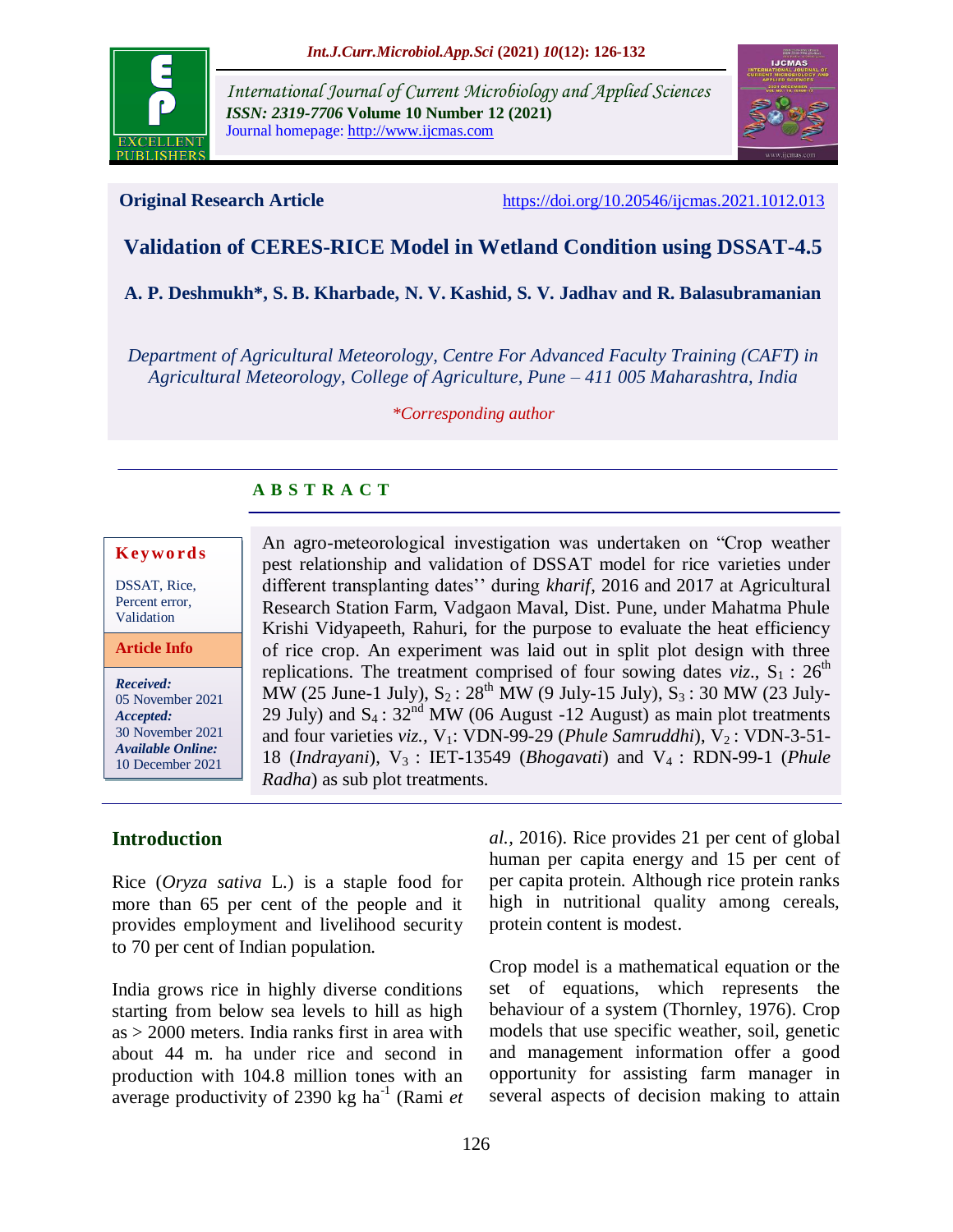International Journal of Current Microbiology and Applied Sciences
*ISSN: 2319-7706* **Volume 10 Number 12 (2021)**
Journal homepage: http://www.ijcmas.com

**Original Research Article** https://doi.org/10.20546/ijcmas.2021.1012.013

# Validation of CERES-RICE Model in Wetland Condition using DSSAT-4.5

**A. P. Deshmukh*, S. B. Kharbade, N. V. Kashid, S. V. Jadhav and R. Balasubramanian**

*Department of Agricultural Meteorology, Centre For Advanced Faculty Training (CAFT) in Agricultural Meteorology, College of Agriculture, Pune – 411 005 Maharashtra, India*

**Corresponding author*

## ABSTRACT

**Keywords**

DSSAT, Rice, Percent error, Validation

**Article Info**

***Received:*** 05 November 2021
***Accepted:*** 30 November 2021
***Available Online:*** 10 December 2021

An agro-meteorological investigation was undertaken on "Crop weather pest relationship and validation of DSSAT model for rice varieties under different transplanting dates'' during *kharif*, 2016 and 2017 at Agricultural Research Station Farm, Vadgaon Maval, Dist. Pune, under Mahatma Phule Krishi Vidyapeeth, Rahuri, for the purpose to evaluate the heat efficiency of rice crop. An experiment was laid out in split plot design with three replications. The treatment comprised of four sowing dates *viz.*, $S_1$ : $26^{th}$ MW (25 June-1 July), $S_2$ : $28^{th}$ MW (9 July-15 July), $S_3$ : 30 MW (23 July-29 July) and $S_4$ : $32^{nd}$ MW (06 August -12 August) as main plot treatments and four varieties *viz.*, $V_1$: VDN-99-29 (*Phule Samruddhi*), $V_2$ : VDN-3-51-18 (*Indrayani*), $V_3$ : IET-13549 (*Bhogavati*) and $V_4$ : RDN-99-1 (*Phule Radha*) as sub plot treatments.

## Introduction

Rice (*Oryza sativa* L.) is a staple food for more than 65 per cent of the people and it provides employment and livelihood security to 70 per cent of Indian population.

India grows rice in highly diverse conditions starting from below sea levels to hill as high as > 2000 meters. India ranks first in area with about 44 m. ha under rice and second in production with 104.8 million tones with an average productivity of 2390 kg $ha^{-1}$ (Rami *et al.,* 2016). Rice provides 21 per cent of global human per capita energy and 15 per cent of per capita protein. Although rice protein ranks high in nutritional quality among cereals, protein content is modest.

Crop model is a mathematical equation or the set of equations, which represents the behaviour of a system (Thornley, 1976). Crop models that use specific weather, soil, genetic and management information offer a good opportunity for assisting farm manager in several aspects of decision making to attain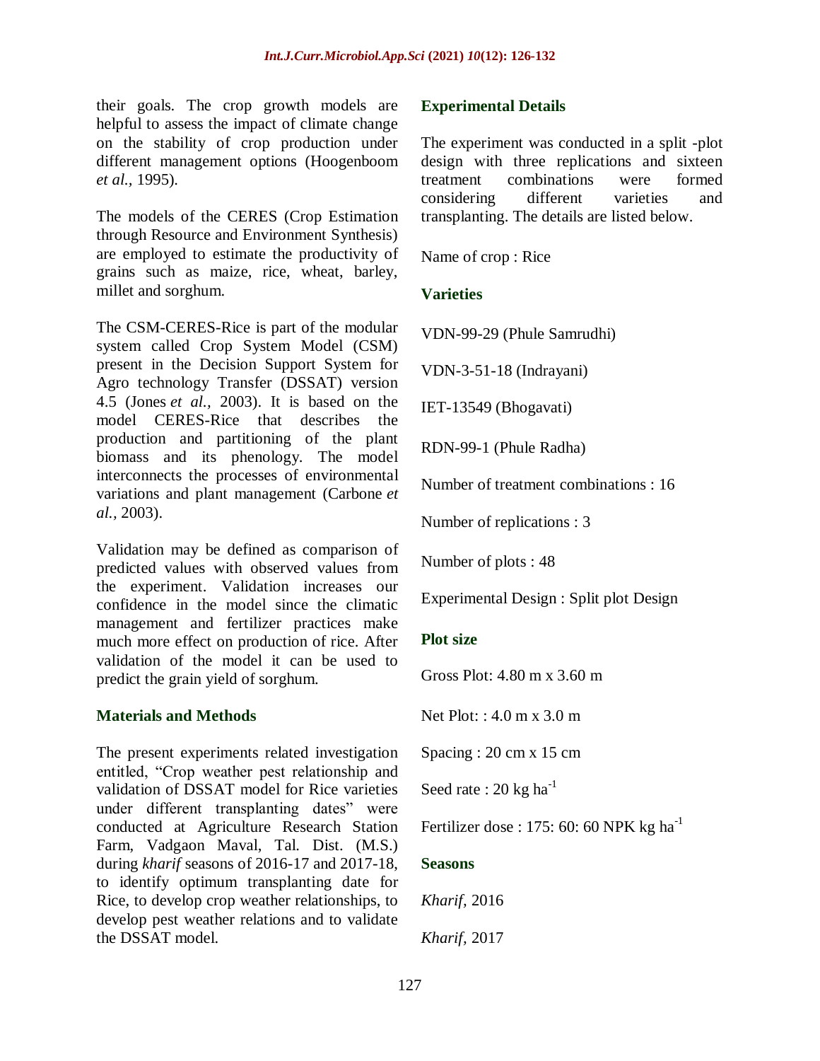their goals. The crop growth models are helpful to assess the impact of climate change on the stability of crop production under different management options (Hoogenboom *et al.,* 1995).

The models of the CERES (Crop Estimation through Resource and Environment Synthesis) are employed to estimate the productivity of grains such as maize, rice, wheat, barley, millet and sorghum.

The CSM-CERES-Rice is part of the modular system called Crop System Model (CSM) present in the Decision Support System for Agro technology Transfer (DSSAT) version 4.5 (Jones *et al.,* 2003). It is based on the model CERES-Rice that describes the production and partitioning of the plant biomass and its phenology. The model interconnects the processes of environmental variations and plant management (Carbone *et al.,* 2003).

Validation may be defined as comparison of predicted values with observed values from the experiment. Validation increases our confidence in the model since the climatic management and fertilizer practices make much more effect on production of rice. After validation of the model it can be used to predict the grain yield of sorghum.

## Materials and Methods

The present experiments related investigation entitled, "Crop weather pest relationship and validation of DSSAT model for Rice varieties under different transplanting dates" were conducted at Agriculture Research Station Farm, Vadgaon Maval, Tal. Dist. (M.S.) during *kharif* seasons of 2016-17 and 2017-18, to identify optimum transplanting date for Rice, to develop crop weather relationships, to develop pest weather relations and to validate the DSSAT model.

### Experimental Details

The experiment was conducted in a split -plot design with three replications and sixteen treatment combinations were formed considering different varieties and transplanting. The details are listed below.

Name of crop : Rice

### Varieties

VDN-99-29 (Phule Samrudhi)

VDN-3-51-18 (Indrayani)

IET-13549 (Bhogavati)

RDN-99-1 (Phule Radha)

Number of treatment combinations : 16

Number of replications : 3

Number of plots : 48

Experimental Design : Split plot Design

### Plot size

Gross Plot: 4.80 m x 3.60 m

Net Plot: : 4.0 m x 3.0 m

Spacing : 20 cm x 15 cm

Seed rate : 20 kg $ha^{-1}$

Fertilizer dose : 175: 60: 60 NPK kg $ha^{-1}$

### Seasons

*Kharif*, 2016

*Kharif*, 2017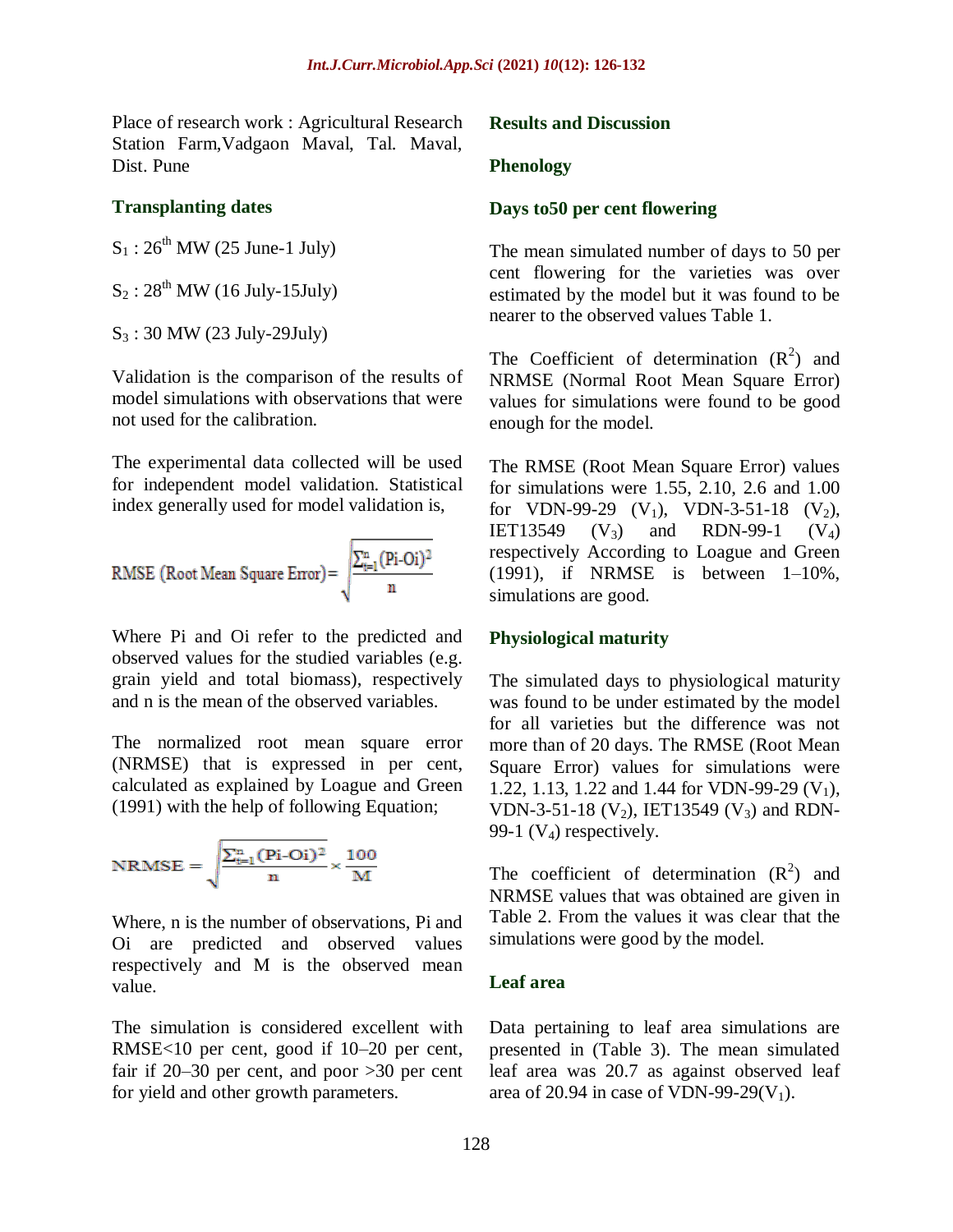Place of research work : Agricultural Research Station Farm,Vadgaon Maval, Tal. Maval, Dist. Pune

### Transplanting dates

$S_1$ : 26[th] MW (25 June-1 July)

$S_2$ : 28[th] MW (16 July-15July)

$S_3$ : 30 MW (23 July-29July)

Validation is the comparison of the results of model simulations with observations that were not used for the calibration.

The experimental data collected will be used for independent model validation. Statistical index generally used for model validation is,

$$\text{RMSE (Root Mean Square Error)} = \sqrt{\frac{\sum_{i=1}^{n}(\text{Pi-Oi})^2}{n}}$$

Where Pi and Oi refer to the predicted and observed values for the studied variables (e.g. grain yield and total biomass), respectively and n is the mean of the observed variables.

The normalized root mean square error (NRMSE) that is expressed in per cent, calculated as explained by Loague and Green (1991) with the help of following Equation;

$$\text{NRMSE} = \sqrt{\frac{\sum_{i=1}^{n}(\text{Pi-Oi})^2}{n}} \times \frac{100}{M}$$

Where, n is the number of observations, Pi and Oi are predicted and observed values respectively and M is the observed mean value.

The simulation is considered excellent with RMSE<10 per cent, good if 10–20 per cent, fair if 20–30 per cent, and poor >30 per cent for yield and other growth parameters.

## Results and Discussion

### Phenology

### Days to50 per cent flowering

The mean simulated number of days to 50 per cent flowering for the varieties was over estimated by the model but it was found to be nearer to the observed values Table 1.

The Coefficient of determination ($R^2$) and NRMSE (Normal Root Mean Square Error) values for simulations were found to be good enough for the model.

The RMSE (Root Mean Square Error) values for simulations were 1.55, 2.10, 2.6 and 1.00 for VDN-99-29 ($V_1$), VDN-3-51-18 ($V_2$), IET13549 ($V_3$) and RDN-99-1 ($V_4$) respectively According to Loague and Green (1991), if NRMSE is between 1–10%, simulations are good.

### Physiological maturity

The simulated days to physiological maturity was found to be under estimated by the model for all varieties but the difference was not more than of 20 days. The RMSE (Root Mean Square Error) values for simulations were 1.22, 1.13, 1.22 and 1.44 for VDN-99-29 ($V_1$), VDN-3-51-18 ($V_2$), IET13549 ($V_3$) and RDN-99-1 ($V_4$) respectively.

The coefficient of determination ($R^2$) and NRMSE values that was obtained are given in Table 2. From the values it was clear that the simulations were good by the model.

### Leaf area

Data pertaining to leaf area simulations are presented in (Table 3). The mean simulated leaf area was 20.7 as against observed leaf area of 20.94 in case of VDN-99-29($V_1$).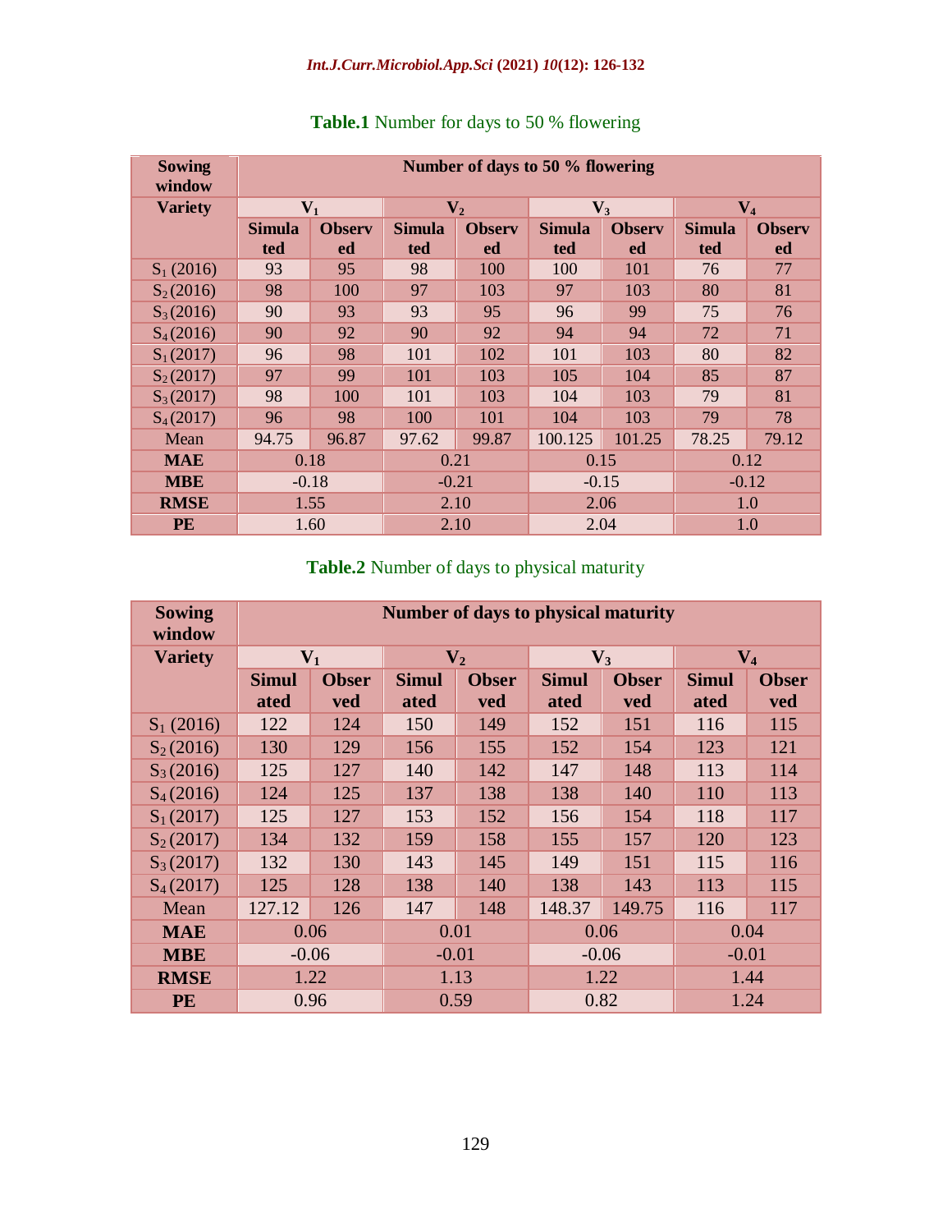**Table.1** Number for days to 50 % flowering

| Sowing window | Number of days to 50 % flowering | | | | | | | |
|---|---|---|---|---|---|---|---|---|
| Variety | $V_1$ | | $V_2$ | | $V_3$ | | $V_4$ | |
| | Simulated | Observed | Simulated | Observed | Simulated | Observed | Simulated | Observed |
| $S_1$ (2016) | 93 | 95 | 98 | 100 | 100 | 101 | 76 | 77 |
| $S_2$ (2016) | 98 | 100 | 97 | 103 | 97 | 103 | 80 | 81 |
| $S_3$ (2016) | 90 | 93 | 93 | 95 | 96 | 99 | 75 | 76 |
| $S_4$ (2016) | 90 | 92 | 90 | 92 | 94 | 94 | 72 | 71 |
| $S_1$ (2017) | 96 | 98 | 101 | 102 | 101 | 103 | 80 | 82 |
| $S_2$ (2017) | 97 | 99 | 101 | 103 | 105 | 104 | 85 | 87 |
| $S_3$ (2017) | 98 | 100 | 101 | 103 | 104 | 103 | 79 | 81 |
| $S_4$ (2017) | 96 | 98 | 100 | 101 | 104 | 103 | 79 | 78 |
| Mean | 94.75 | 96.87 | 97.62 | 99.87 | 100.125 | 101.25 | 78.25 | 79.12 |
| **MAE** | 0.18 | | 0.21 | | 0.15 | | 0.12 | |
| **MBE** | -0.18 | | -0.21 | | -0.15 | | -0.12 | |
| **RMSE** | 1.55 | | 2.10 | | 2.06 | | 1.0 | |
| **PE** | 1.60 | | 2.10 | | 2.04 | | 1.0 | |

**Table.2** Number of days to physical maturity

| Sowing window | Number of days to physical maturity | | | | | | | |
|---|---|---|---|---|---|---|---|---|
| Variety | $V_1$ | | $V_2$ | | $V_3$ | | $V_4$ | |
| | Simulated | Observed | Simulated | Observed | Simulated | Observed | Simulated | Observed |
| $S_1$ (2016) | 122 | 124 | 150 | 149 | 152 | 151 | 116 | 115 |
| $S_2$ (2016) | 130 | 129 | 156 | 155 | 152 | 154 | 123 | 121 |
| $S_3$ (2016) | 125 | 127 | 140 | 142 | 147 | 148 | 113 | 114 |
| $S_4$ (2016) | 124 | 125 | 137 | 138 | 138 | 140 | 110 | 113 |
| $S_1$ (2017) | 125 | 127 | 153 | 152 | 156 | 154 | 118 | 117 |
| $S_2$ (2017) | 134 | 132 | 159 | 158 | 155 | 157 | 120 | 123 |
| $S_3$ (2017) | 132 | 130 | 143 | 145 | 149 | 151 | 115 | 116 |
| $S_4$ (2017) | 125 | 128 | 138 | 140 | 138 | 143 | 113 | 115 |
| Mean | 127.12 | 126 | 147 | 148 | 148.37 | 149.75 | 116 | 117 |
| **MAE** | 0.06 | | 0.01 | | 0.06 | | 0.04 | |
| **MBE** | -0.06 | | -0.01 | | -0.06 | | -0.01 | |
| **RMSE** | 1.22 | | 1.13 | | 1.22 | | 1.44 | |
| **PE** | 0.96 | | 0.59 | | 0.82 | | 1.24 | |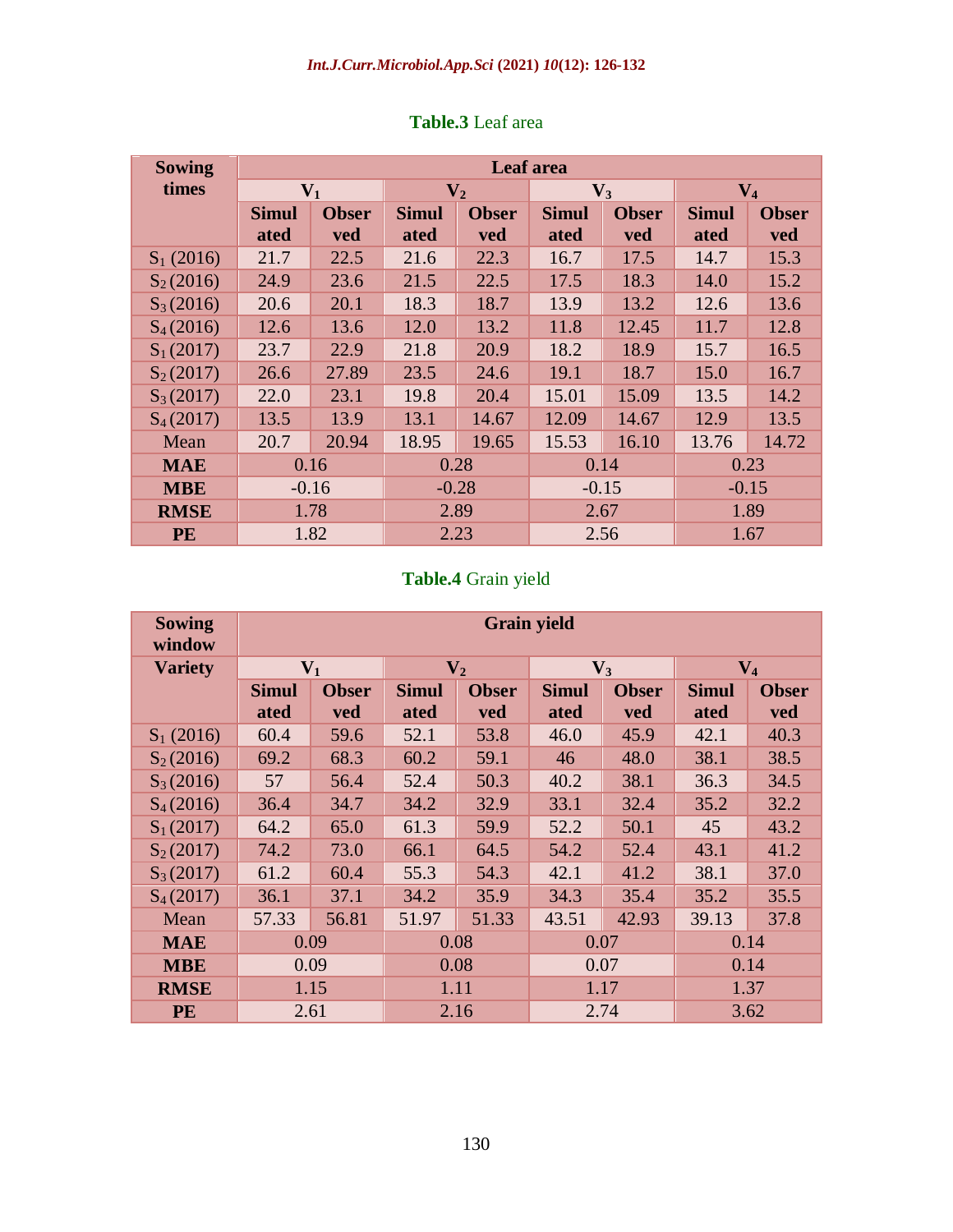**Table.3** Leaf area

| Sowing times | Leaf area | | | | | | | |
|---|---|---|---|---|---|---|---|---|
| | $V_1$ | | $V_2$ | | $V_3$ | | $V_4$ | |
| | Simulated | Observed | Simulated | Observed | Simulated | Observed | Simulated | Observed |
| $S_1$ (2016) | 21.7 | 22.5 | 21.6 | 22.3 | 16.7 | 17.5 | 14.7 | 15.3 |
| $S_2$ (2016) | 24.9 | 23.6 | 21.5 | 22.5 | 17.5 | 18.3 | 14.0 | 15.2 |
| $S_3$ (2016) | 20.6 | 20.1 | 18.3 | 18.7 | 13.9 | 13.2 | 12.6 | 13.6 |
| $S_4$ (2016) | 12.6 | 13.6 | 12.0 | 13.2 | 11.8 | 12.45 | 11.7 | 12.8 |
| $S_1$ (2017) | 23.7 | 22.9 | 21.8 | 20.9 | 18.2 | 18.9 | 15.7 | 16.5 |
| $S_2$ (2017) | 26.6 | 27.89 | 23.5 | 24.6 | 19.1 | 18.7 | 15.0 | 16.7 |
| $S_3$ (2017) | 22.0 | 23.1 | 19.8 | 20.4 | 15.01 | 15.09 | 13.5 | 14.2 |
| $S_4$ (2017) | 13.5 | 13.9 | 13.1 | 14.67 | 12.09 | 14.67 | 12.9 | 13.5 |
| Mean | 20.7 | 20.94 | 18.95 | 19.65 | 15.53 | 16.10 | 13.76 | 14.72 |
| **MAE** | 0.16 | | 0.28 | | 0.14 | | 0.23 | |
| **MBE** | -0.16 | | -0.28 | | -0.15 | | -0.15 | |
| **RMSE** | 1.78 | | 2.89 | | 2.67 | | 1.89 | |
| **PE** | 1.82 | | 2.23 | | 2.56 | | 1.67 | |

**Table.4** Grain yield

| Sowing window | Grain yield | | | | | | | |
|---|---|---|---|---|---|---|---|---|
| **Variety** | $V_1$ | | $V_2$ | | $V_3$ | | $V_4$ | |
| | Simulated | Observed | Simulated | Observed | Simulated | Observed | Simulated | Observed |
| $S_1$ (2016) | 60.4 | 59.6 | 52.1 | 53.8 | 46.0 | 45.9 | 42.1 | 40.3 |
| $S_2$ (2016) | 69.2 | 68.3 | 60.2 | 59.1 | 46 | 48.0 | 38.1 | 38.5 |
| $S_3$ (2016) | 57 | 56.4 | 52.4 | 50.3 | 40.2 | 38.1 | 36.3 | 34.5 |
| $S_4$ (2016) | 36.4 | 34.7 | 34.2 | 32.9 | 33.1 | 32.4 | 35.2 | 32.2 |
| $S_1$ (2017) | 64.2 | 65.0 | 61.3 | 59.9 | 52.2 | 50.1 | 45 | 43.2 |
| $S_2$ (2017) | 74.2 | 73.0 | 66.1 | 64.5 | 54.2 | 52.4 | 43.1 | 41.2 |
| $S_3$ (2017) | 61.2 | 60.4 | 55.3 | 54.3 | 42.1 | 41.2 | 38.1 | 37.0 |
| $S_4$ (2017) | 36.1 | 37.1 | 34.2 | 35.9 | 34.3 | 35.4 | 35.2 | 35.5 |
| Mean | 57.33 | 56.81 | 51.97 | 51.33 | 43.51 | 42.93 | 39.13 | 37.8 |
| **MAE** | 0.09 | | 0.08 | | 0.07 | | 0.14 | |
| **MBE** | 0.09 | | 0.08 | | 0.07 | | 0.14 | |
| **RMSE** | 1.15 | | 1.11 | | 1.17 | | 1.37 | |
| **PE** | 2.61 | | 2.16 | | 2.74 | | 3.62 | |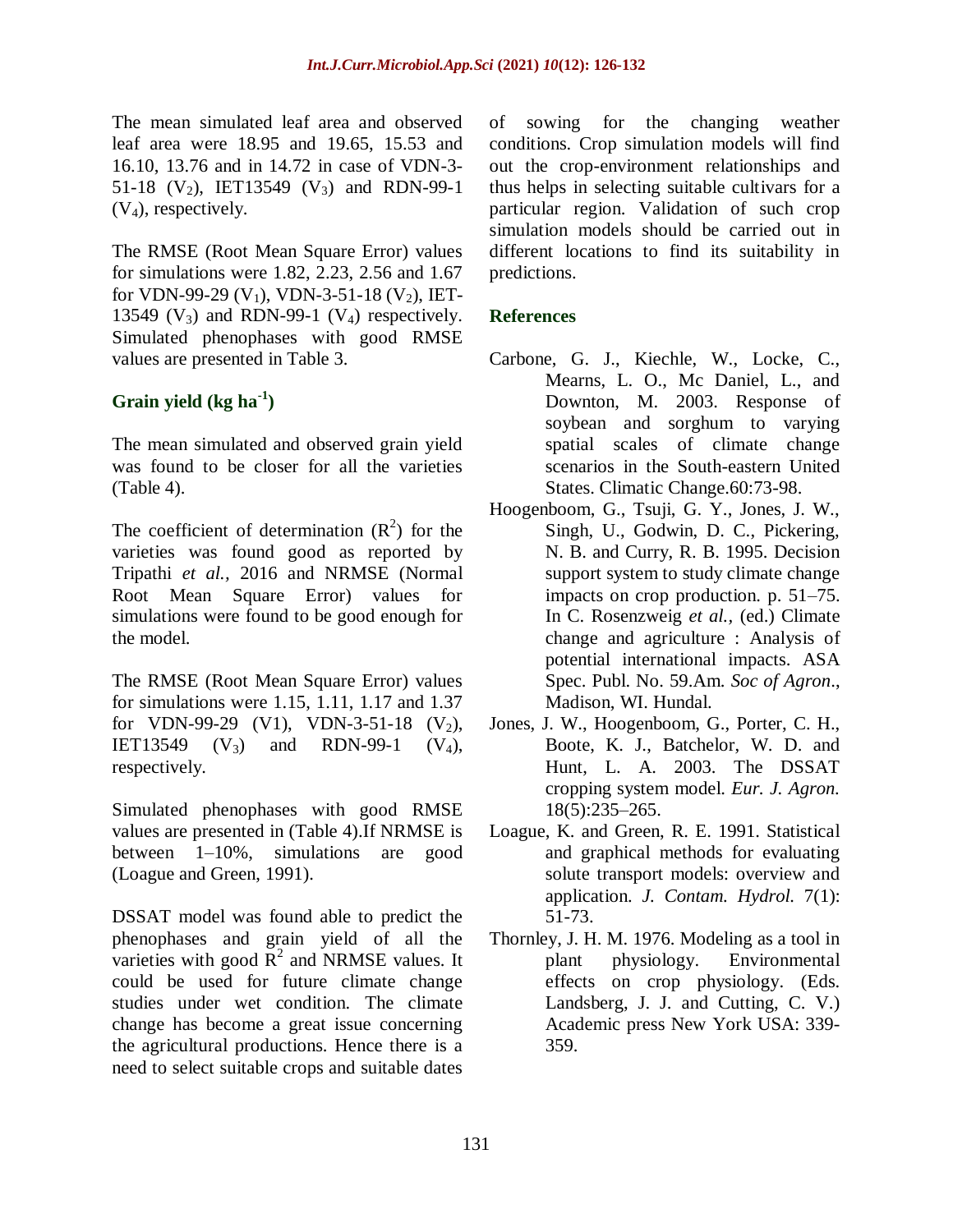The mean simulated leaf area and observed leaf area were 18.95 and 19.65, 15.53 and 16.10, 13.76 and in 14.72 in case of VDN-3-51-18 ($V_2$), IET13549 ($V_3$) and RDN-99-1 ($V_4$), respectively.

The RMSE (Root Mean Square Error) values for simulations were 1.82, 2.23, 2.56 and 1.67 for VDN-99-29 ($V_1$), VDN-3-51-18 ($V_2$), IET-13549 ($V_3$) and RDN-99-1 ($V_4$) respectively. Simulated phenophases with good RMSE values are presented in Table 3.

### Grain yield (kg ha$^{-1}$)

The mean simulated and observed grain yield was found to be closer for all the varieties (Table 4).

The coefficient of determination ($R^2$) for the varieties was found good as reported by Tripathi *et al.,* 2016 and NRMSE (Normal Root Mean Square Error) values for simulations were found to be good enough for the model.

The RMSE (Root Mean Square Error) values for simulations were 1.15, 1.11, 1.17 and 1.37 for VDN-99-29 (V1), VDN-3-51-18 ($V_2$), IET13549 ($V_3$) and RDN-99-1 ($V_4$), respectively.

Simulated phenophases with good RMSE values are presented in (Table 4).If NRMSE is between 1–10%, simulations are good (Loague and Green, 1991).

DSSAT model was found able to predict the phenophases and grain yield of all the varieties with good $R^2$ and NRMSE values. It could be used for future climate change studies under wet condition. The climate change has become a great issue concerning the agricultural productions. Hence there is a need to select suitable crops and suitable dates of sowing for the changing weather conditions. Crop simulation models will find out the crop-environment relationships and thus helps in selecting suitable cultivars for a particular region. Validation of such crop simulation models should be carried out in different locations to find its suitability in predictions.

## References

Carbone, G. J., Kiechle, W., Locke, C., Mearns, L. O., Mc Daniel, L., and Downton, M. 2003. Response of soybean and sorghum to varying spatial scales of climate change scenarios in the South-eastern United States. Climatic Change.60:73-98.

Hoogenboom, G., Tsuji, G. Y., Jones, J. W., Singh, U., Godwin, D. C., Pickering, N. B. and Curry, R. B. 1995. Decision support system to study climate change impacts on crop production. p. 51–75. In C. Rosenzweig *et al.,* (ed.) Climate change and agriculture : Analysis of potential international impacts. ASA Spec. Publ. No. 59.Am. *Soc of Agron*., Madison, WI. Hundal.

Jones, J. W., Hoogenboom, G., Porter, C. H., Boote, K. J., Batchelor, W. D. and Hunt, L. A. 2003. The DSSAT cropping system model. *Eur. J. Agron.* 18(5):235–265.

Loague, K. and Green, R. E. 1991. Statistical and graphical methods for evaluating solute transport models: overview and application. *J. Contam. Hydrol.* 7(1): 51-73.

Thornley, J. H. M. 1976. Modeling as a tool in plant physiology. Environmental effects on crop physiology. (Eds. Landsberg, J. J. and Cutting, C. V.) Academic press New York USA: 339-359.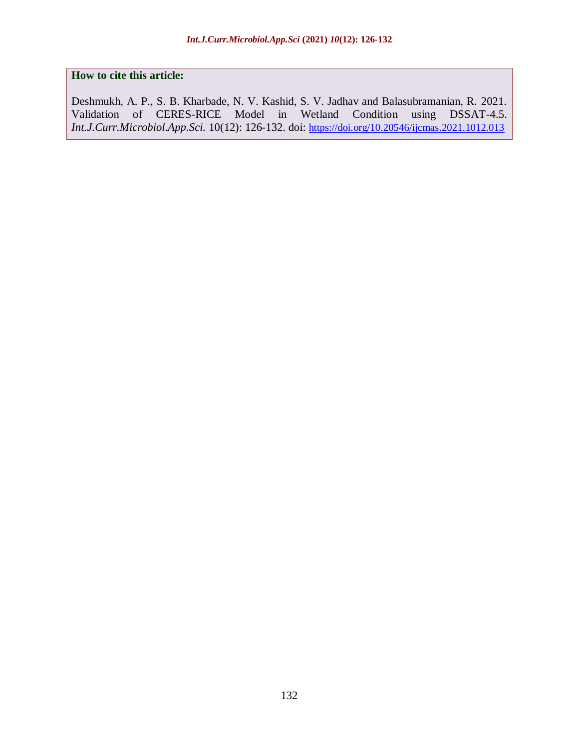**How to cite this article:**

Deshmukh, A. P., S. B. Kharbade, N. V. Kashid, S. V. Jadhav and Balasubramanian, R. 2021. Validation of CERES-RICE Model in Wetland Condition using DSSAT-4.5. *Int.J.Curr.Microbiol.App.Sci.* 10(12): 126-132. doi: https://doi.org/10.20546/ijcmas.2021.1012.013